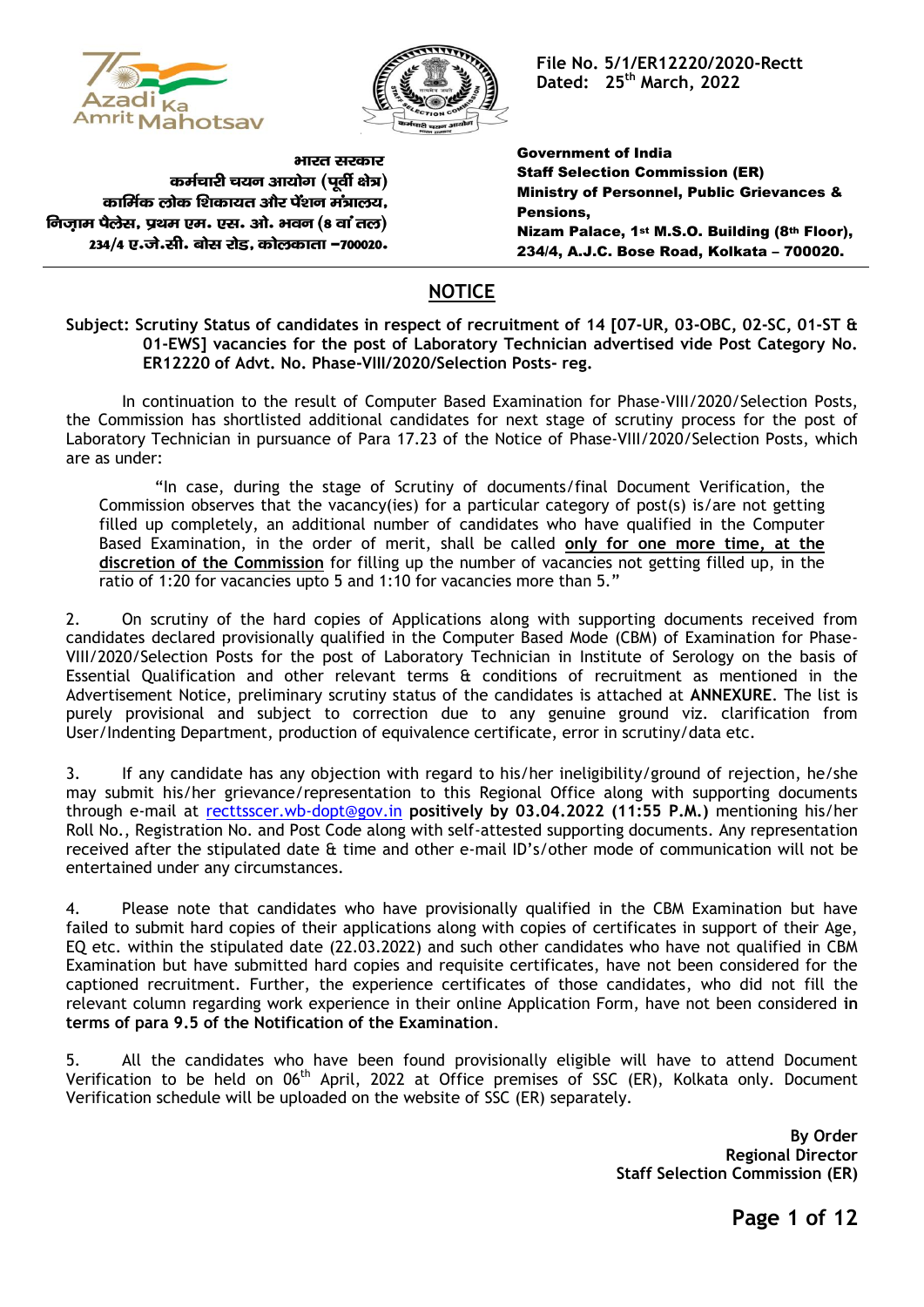File No. 5/1/ER12220/2020-Rectt
Dated: 25th March, 2022

भारत सरकार
कर्मचारी चयन आयोग (पूर्वी क्षेत्र)
कार्मिक लोक शिकायत और पेंशन मंत्रालय,
निज़ाम पैलेस, प्रथम एम. एस. ओ. भवन (8 वां तल)
234/4 ए.जे.सी. बोस रोड, कोलकाता –700020.

**Government of India**
**Staff Selection Commission (ER)**
**Ministry of Personnel, Public Grievances & Pensions,**
**Nizam Palace, 1st M.S.O. Building (8th Floor),**
**234/4, A.J.C. Bose Road, Kolkata – 700020.**

## NOTICE

**Subject: Scrutiny Status of candidates in respect of recruitment of 14 [07-UR, 03-OBC, 02-SC, 01-ST & 01-EWS] vacancies for the post of Laboratory Technician advertised vide Post Category No. ER12220 of Advt. No. Phase-VIII/2020/Selection Posts- reg.**

In continuation to the result of Computer Based Examination for Phase-VIII/2020/Selection Posts, the Commission has shortlisted additional candidates for next stage of scrutiny process for the post of Laboratory Technician in pursuance of Para 17.23 of the Notice of Phase-VIII/2020/Selection Posts, which are as under:

> "In case, during the stage of Scrutiny of documents/final Document Verification, the Commission observes that the vacancy(ies) for a particular category of post(s) is/are not getting filled up completely, an additional number of candidates who have qualified in the Computer Based Examination, in the order of merit, shall be called **only for one more time, at the discretion of the Commission** for filling up the number of vacancies not getting filled up, in the ratio of 1:20 for vacancies upto 5 and 1:10 for vacancies more than 5."

2. On scrutiny of the hard copies of Applications along with supporting documents received from candidates declared provisionally qualified in the Computer Based Mode (CBM) of Examination for Phase-VIII/2020/Selection Posts for the post of Laboratory Technician in Institute of Serology on the basis of Essential Qualification and other relevant terms & conditions of recruitment as mentioned in the Advertisement Notice, preliminary scrutiny status of the candidates is attached at **ANNEXURE**. The list is purely provisional and subject to correction due to any genuine ground viz. clarification from User/Indenting Department, production of equivalence certificate, error in scrutiny/data etc.

3. If any candidate has any objection with regard to his/her ineligibility/ground of rejection, he/she may submit his/her grievance/representation to this Regional Office along with supporting documents through e-mail at recttsscer.wb-dopt@gov.in **positively by 03.04.2022 (11:55 P.M.)** mentioning his/her Roll No., Registration No. and Post Code along with self-attested supporting documents. Any representation received after the stipulated date & time and other e-mail ID's/other mode of communication will not be entertained under any circumstances.

4. Please note that candidates who have provisionally qualified in the CBM Examination but have failed to submit hard copies of their applications along with copies of certificates in support of their Age, EQ etc. within the stipulated date (22.03.2022) and such other candidates who have not qualified in CBM Examination but have submitted hard copies and requisite certificates, have not been considered for the captioned recruitment. Further, the experience certificates of those candidates, who did not fill the relevant column regarding work experience in their online Application Form, have not been considered **in terms of para 9.5 of the Notification of the Examination**.

5. All the candidates who have been found provisionally eligible will have to attend Document Verification to be held on 06th April, 2022 at Office premises of SSC (ER), Kolkata only. Document Verification schedule will be uploaded on the website of SSC (ER) separately.

**By Order**
**Regional Director**
**Staff Selection Commission (ER)**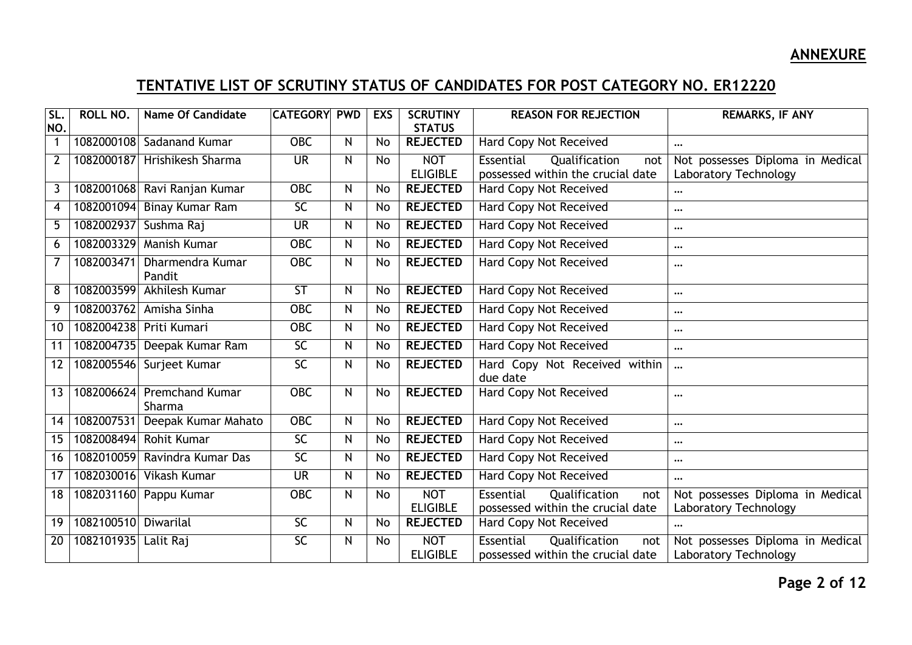**ANNEXURE**

## TENTATIVE LIST OF SCRUTINY STATUS OF CANDIDATES FOR POST CATEGORY NO. ER12220

| SL. NO. | ROLL NO. | Name Of Candidate | CATEGORY | PWD | EXS | SCRUTINY STATUS | REASON FOR REJECTION | REMARKS, IF ANY |
|---|---|---|---|---|---|---|---|---|
| 1 | 1082000108 | Sadanand Kumar | OBC | N | No | **REJECTED** | Hard Copy Not Received | ... |
| 2 | 1082000187 | Hrishikesh Sharma | UR | N | No | NOT ELIGIBLE | Essential Qualification not possessed within the crucial date | Not possesses Diploma in Medical Laboratory Technology |
| 3 | 1082001068 | Ravi Ranjan Kumar | OBC | N | No | **REJECTED** | Hard Copy Not Received | ... |
| 4 | 1082001094 | Binay Kumar Ram | SC | N | No | **REJECTED** | Hard Copy Not Received | ... |
| 5 | 1082002937 | Sushma Raj | UR | N | No | **REJECTED** | Hard Copy Not Received | ... |
| 6 | 1082003329 | Manish Kumar | OBC | N | No | **REJECTED** | Hard Copy Not Received | ... |
| 7 | 1082003471 | Dharmendra Kumar Pandit | OBC | N | No | **REJECTED** | Hard Copy Not Received | ... |
| 8 | 1082003599 | Akhilesh Kumar | ST | N | No | **REJECTED** | Hard Copy Not Received | ... |
| 9 | 1082003762 | Amisha Sinha | OBC | N | No | **REJECTED** | Hard Copy Not Received | ... |
| 10 | 1082004238 | Priti Kumari | OBC | N | No | **REJECTED** | Hard Copy Not Received | ... |
| 11 | 1082004735 | Deepak Kumar Ram | SC | N | No | **REJECTED** | Hard Copy Not Received | ... |
| 12 | 1082005546 | Surjeet Kumar | SC | N | No | **REJECTED** | Hard Copy Not Received within due date | ... |
| 13 | 1082006624 | Premchand Kumar Sharma | OBC | N | No | **REJECTED** | Hard Copy Not Received | ... |
| 14 | 1082007531 | Deepak Kumar Mahato | OBC | N | No | **REJECTED** | Hard Copy Not Received | ... |
| 15 | 1082008494 | Rohit Kumar | SC | N | No | **REJECTED** | Hard Copy Not Received | ... |
| 16 | 1082010059 | Ravindra Kumar Das | SC | N | No | **REJECTED** | Hard Copy Not Received | ... |
| 17 | 1082030016 | Vikash Kumar | UR | N | No | **REJECTED** | Hard Copy Not Received | ... |
| 18 | 1082031160 | Pappu Kumar | OBC | N | No | NOT ELIGIBLE | Essential Qualification not possessed within the crucial date | Not possesses Diploma in Medical Laboratory Technology |
| 19 | 1082100510 | Diwarilal | SC | N | No | **REJECTED** | Hard Copy Not Received | ... |
| 20 | 1082101935 | Lalit Raj | SC | N | No | NOT ELIGIBLE | Essential Qualification not possessed within the crucial date | Not possesses Diploma in Medical Laboratory Technology |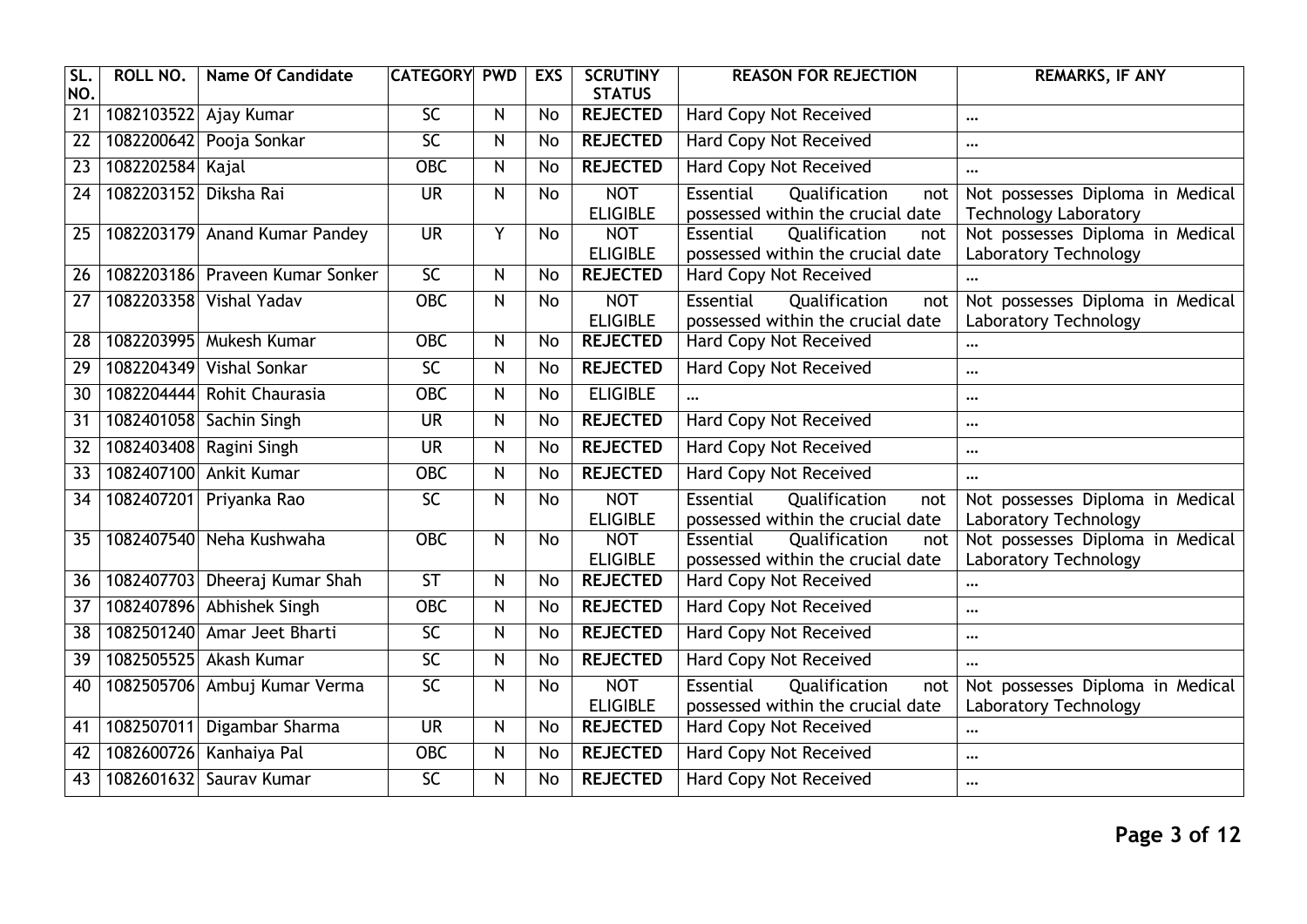| SL. NO. | ROLL NO. | Name Of Candidate | CATEGORY | PWD | EXS | SCRUTINY STATUS | REASON FOR REJECTION | REMARKS, IF ANY |
|---|---|---|---|---|---|---|---|---|
| 21 | 1082103522 | Ajay Kumar | SC | N | No | **REJECTED** | Hard Copy Not Received | ... |
| 22 | 1082200642 | Pooja Sonkar | SC | N | No | **REJECTED** | Hard Copy Not Received | ... |
| 23 | 1082202584 | Kajal | OBC | N | No | **REJECTED** | Hard Copy Not Received | ... |
| 24 | 1082203152 | Diksha Rai | UR | N | No | NOT ELIGIBLE | Essential Qualification not possessed within the crucial date | Not possesses Diploma in Medical Technology Laboratory |
| 25 | 1082203179 | Anand Kumar Pandey | UR | Y | No | NOT ELIGIBLE | Essential Qualification not possessed within the crucial date | Not possesses Diploma in Medical Laboratory Technology |
| 26 | 1082203186 | Praveen Kumar Sonker | SC | N | No | **REJECTED** | Hard Copy Not Received | ... |
| 27 | 1082203358 | Vishal Yadav | OBC | N | No | NOT ELIGIBLE | Essential Qualification not possessed within the crucial date | Not possesses Diploma in Medical Laboratory Technology |
| 28 | 1082203995 | Mukesh Kumar | OBC | N | No | **REJECTED** | Hard Copy Not Received | ... |
| 29 | 1082204349 | Vishal Sonkar | SC | N | No | **REJECTED** | Hard Copy Not Received | ... |
| 30 | 1082204444 | Rohit Chaurasia | OBC | N | No | ELIGIBLE | ... | ... |
| 31 | 1082401058 | Sachin Singh | UR | N | No | **REJECTED** | Hard Copy Not Received | ... |
| 32 | 1082403408 | Ragini Singh | UR | N | No | **REJECTED** | Hard Copy Not Received | ... |
| 33 | 1082407100 | Ankit Kumar | OBC | N | No | **REJECTED** | Hard Copy Not Received | ... |
| 34 | 1082407201 | Priyanka Rao | SC | N | No | NOT ELIGIBLE | Essential Qualification not possessed within the crucial date | Not possesses Diploma in Medical Laboratory Technology |
| 35 | 1082407540 | Neha Kushwaha | OBC | N | No | NOT ELIGIBLE | Essential Qualification not possessed within the crucial date | Not possesses Diploma in Medical Laboratory Technology |
| 36 | 1082407703 | Dheeraj Kumar Shah | ST | N | No | **REJECTED** | Hard Copy Not Received | ... |
| 37 | 1082407896 | Abhishek Singh | OBC | N | No | **REJECTED** | Hard Copy Not Received | ... |
| 38 | 1082501240 | Amar Jeet Bharti | SC | N | No | **REJECTED** | Hard Copy Not Received | ... |
| 39 | 1082505525 | Akash Kumar | SC | N | No | **REJECTED** | Hard Copy Not Received | ... |
| 40 | 1082505706 | Ambuj Kumar Verma | SC | N | No | NOT ELIGIBLE | Essential Qualification not possessed within the crucial date | Not possesses Diploma in Medical Laboratory Technology |
| 41 | 1082507011 | Digambar Sharma | UR | N | No | **REJECTED** | Hard Copy Not Received | ... |
| 42 | 1082600726 | Kanhaiya Pal | OBC | N | No | **REJECTED** | Hard Copy Not Received | ... |
| 43 | 1082601632 | Saurav Kumar | SC | N | No | **REJECTED** | Hard Copy Not Received | ... |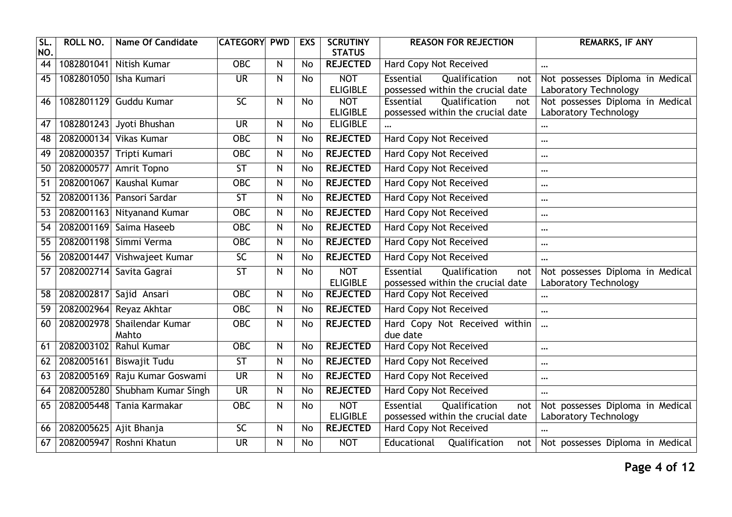| SL. NO. | ROLL NO. | Name Of Candidate | CATEGORY | PWD | EXS | SCRUTINY STATUS | REASON FOR REJECTION | REMARKS, IF ANY |
|---|---|---|---|---|---|---|---|---|
| 44 | 1082801041 | Nitish Kumar | OBC | N | No | **REJECTED** | Hard Copy Not Received | ... |
| 45 | 1082801050 | Isha Kumari | UR | N | No | NOT ELIGIBLE | Essential Qualification not possessed within the crucial date | Not possesses Diploma in Medical Laboratory Technology |
| 46 | 1082801129 | Guddu Kumar | SC | N | No | NOT ELIGIBLE | Essential Qualification not possessed within the crucial date | Not possesses Diploma in Medical Laboratory Technology |
| 47 | 1082801243 | Jyoti Bhushan | UR | N | No | ELIGIBLE | ... | ... |
| 48 | 2082000134 | Vikas Kumar | OBC | N | No | **REJECTED** | Hard Copy Not Received | ... |
| 49 | 2082000357 | Tripti Kumari | OBC | N | No | **REJECTED** | Hard Copy Not Received | ... |
| 50 | 2082000577 | Amrit Topno | ST | N | No | **REJECTED** | Hard Copy Not Received | ... |
| 51 | 2082001067 | Kaushal Kumar | OBC | N | No | **REJECTED** | Hard Copy Not Received | ... |
| 52 | 2082001136 | Pansori Sardar | ST | N | No | **REJECTED** | Hard Copy Not Received | ... |
| 53 | 2082001163 | Nityanand Kumar | OBC | N | No | **REJECTED** | Hard Copy Not Received | ... |
| 54 | 2082001169 | Saima Haseeb | OBC | N | No | **REJECTED** | Hard Copy Not Received | ... |
| 55 | 2082001198 | Simmi Verma | OBC | N | No | **REJECTED** | Hard Copy Not Received | ... |
| 56 | 2082001447 | Vishwajeet Kumar | SC | N | No | **REJECTED** | Hard Copy Not Received | ... |
| 57 | 2082002714 | Savita Gagrai | ST | N | No | NOT ELIGIBLE | Essential Qualification not possessed within the crucial date | Not possesses Diploma in Medical Laboratory Technology |
| 58 | 2082002817 | Sajid Ansari | OBC | N | No | **REJECTED** | Hard Copy Not Received | ... |
| 59 | 2082002964 | Reyaz Akhtar | OBC | N | No | **REJECTED** | Hard Copy Not Received | ... |
| 60 | 2082002978 | Shailendar Kumar Mahto | OBC | N | No | **REJECTED** | Hard Copy Not Received within due date | ... |
| 61 | 2082003102 | Rahul Kumar | OBC | N | No | **REJECTED** | Hard Copy Not Received | ... |
| 62 | 2082005161 | Biswajit Tudu | ST | N | No | **REJECTED** | Hard Copy Not Received | ... |
| 63 | 2082005169 | Raju Kumar Goswami | UR | N | No | **REJECTED** | Hard Copy Not Received | ... |
| 64 | 2082005280 | Shubham Kumar Singh | UR | N | No | **REJECTED** | Hard Copy Not Received | ... |
| 65 | 2082005448 | Tania Karmakar | OBC | N | No | NOT ELIGIBLE | Essential Qualification not possessed within the crucial date | Not possesses Diploma in Medical Laboratory Technology |
| 66 | 2082005625 | Ajit Bhanja | SC | N | No | **REJECTED** | Hard Copy Not Received | ... |
| 67 | 2082005947 | Roshni Khatun | UR | N | No | NOT | Educational Qualification not | Not possesses Diploma in Medical |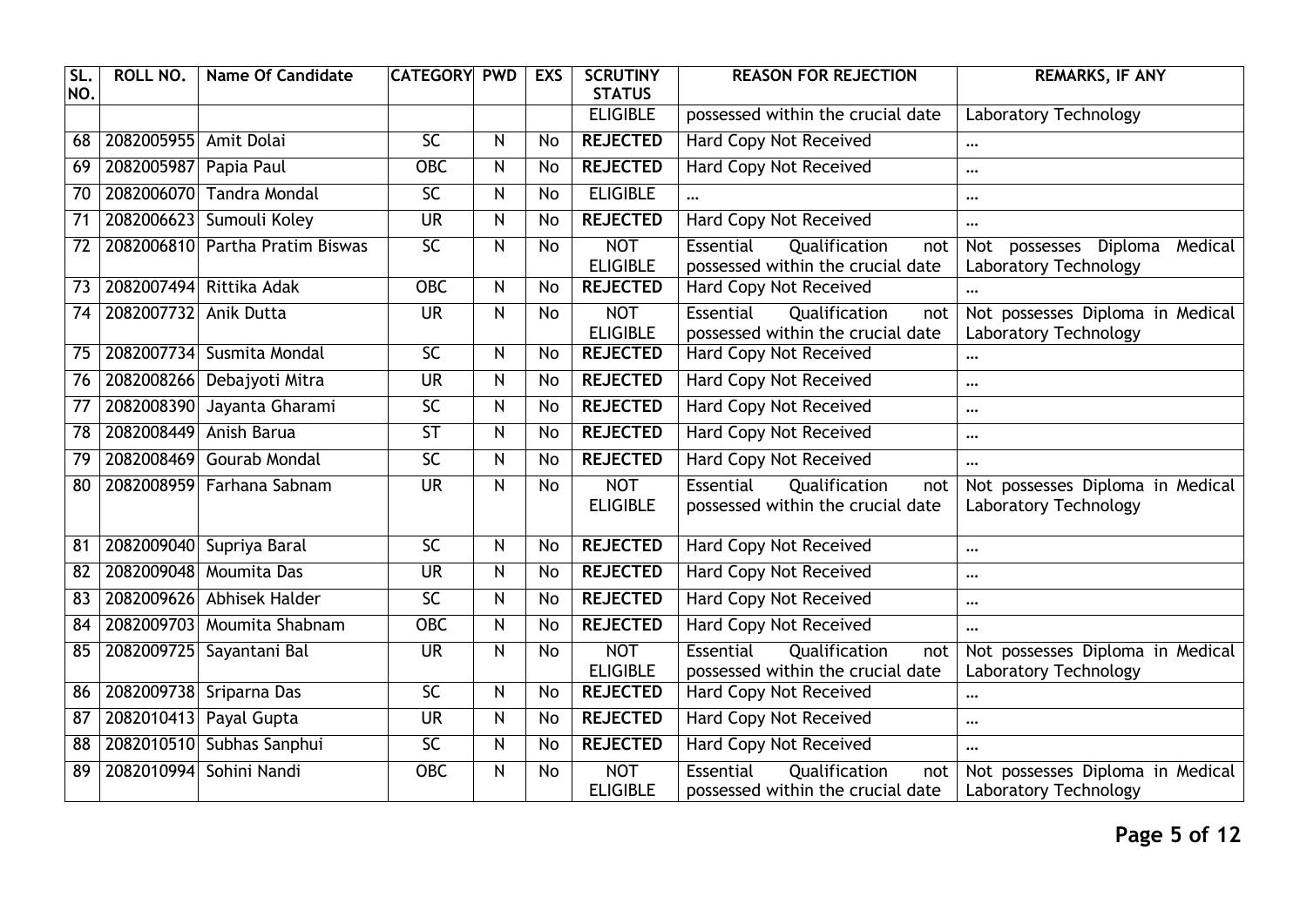| SL. NO. | ROLL NO. | Name Of Candidate | CATEGORY | PWD | EXS | SCRUTINY STATUS | REASON FOR REJECTION | REMARKS, IF ANY |
|---|---|---|---|---|---|---|---|---|
| | | | | | | ELIGIBLE | possessed within the crucial date | Laboratory Technology |
| 68 | 2082005955 | Amit Dolai | SC | N | No | **REJECTED** | Hard Copy Not Received | ... |
| 69 | 2082005987 | Papia Paul | OBC | N | No | **REJECTED** | Hard Copy Not Received | ... |
| 70 | 2082006070 | Tandra Mondal | SC | N | No | ELIGIBLE | ... | ... |
| 71 | 2082006623 | Sumouli Koley | UR | N | No | **REJECTED** | Hard Copy Not Received | ... |
| 72 | 2082006810 | Partha Pratim Biswas | SC | N | No | NOT ELIGIBLE | Essential Qualification not possessed within the crucial date | Not possesses Diploma Medical Laboratory Technology |
| 73 | 2082007494 | Rittika Adak | OBC | N | No | **REJECTED** | Hard Copy Not Received | ... |
| 74 | 2082007732 | Anik Dutta | UR | N | No | NOT ELIGIBLE | Essential Qualification not possessed within the crucial date | Not possesses Diploma in Medical Laboratory Technology |
| 75 | 2082007734 | Susmita Mondal | SC | N | No | **REJECTED** | Hard Copy Not Received | ... |
| 76 | 2082008266 | Debajyoti Mitra | UR | N | No | **REJECTED** | Hard Copy Not Received | ... |
| 77 | 2082008390 | Jayanta Gharami | SC | N | No | **REJECTED** | Hard Copy Not Received | ... |
| 78 | 2082008449 | Anish Barua | ST | N | No | **REJECTED** | Hard Copy Not Received | ... |
| 79 | 2082008469 | Gourab Mondal | SC | N | No | **REJECTED** | Hard Copy Not Received | ... |
| 80 | 2082008959 | Farhana Sabnam | UR | N | No | NOT ELIGIBLE | Essential Qualification not possessed within the crucial date | Not possesses Diploma in Medical Laboratory Technology |
| 81 | 2082009040 | Supriya Baral | SC | N | No | **REJECTED** | Hard Copy Not Received | ... |
| 82 | 2082009048 | Moumita Das | UR | N | No | **REJECTED** | Hard Copy Not Received | ... |
| 83 | 2082009626 | Abhisek Halder | SC | N | No | **REJECTED** | Hard Copy Not Received | ... |
| 84 | 2082009703 | Moumita Shabnam | OBC | N | No | **REJECTED** | Hard Copy Not Received | ... |
| 85 | 2082009725 | Sayantani Bal | UR | N | No | NOT ELIGIBLE | Essential Qualification not possessed within the crucial date | Not possesses Diploma in Medical Laboratory Technology |
| 86 | 2082009738 | Sriparna Das | SC | N | No | **REJECTED** | Hard Copy Not Received | ... |
| 87 | 2082010413 | Payal Gupta | UR | N | No | **REJECTED** | Hard Copy Not Received | ... |
| 88 | 2082010510 | Subhas Sanphui | SC | N | No | **REJECTED** | Hard Copy Not Received | ... |
| 89 | 2082010994 | Sohini Nandi | OBC | N | No | NOT ELIGIBLE | Essential Qualification not possessed within the crucial date | Not possesses Diploma in Medical Laboratory Technology |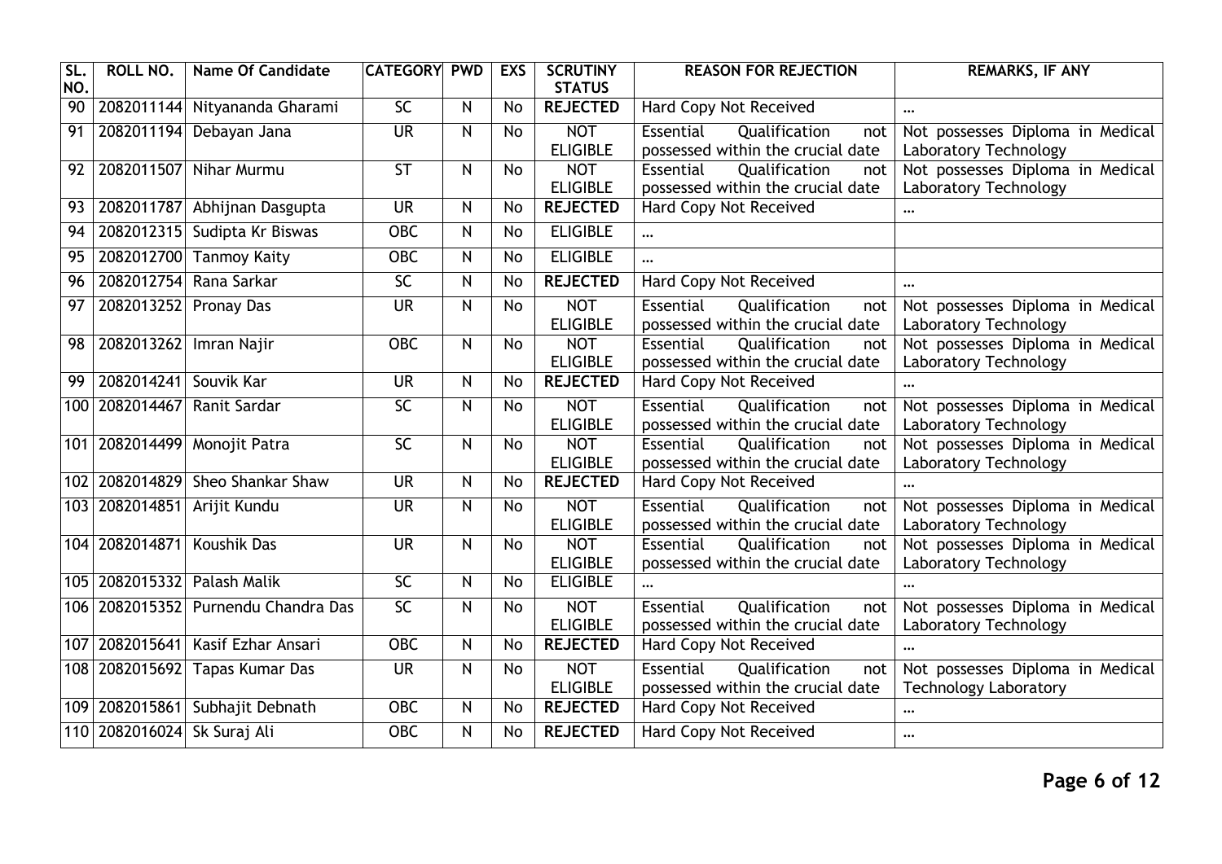| SL. NO. | ROLL NO. | Name Of Candidate | CATEGORY | PWD | EXS | SCRUTINY STATUS | REASON FOR REJECTION | REMARKS, IF ANY |
|---|---|---|---|---|---|---|---|---|
| 90 | 2082011144 | Nityananda Gharami | SC | N | No | **REJECTED** | Hard Copy Not Received | ... |
| 91 | 2082011194 | Debayan Jana | UR | N | No | NOT ELIGIBLE | Essential Qualification not possessed within the crucial date | Not possesses Diploma in Medical Laboratory Technology |
| 92 | 2082011507 | Nihar Murmu | ST | N | No | NOT ELIGIBLE | Essential Qualification not possessed within the crucial date | Not possesses Diploma in Medical Laboratory Technology |
| 93 | 2082011787 | Abhijnan Dasgupta | UR | N | No | **REJECTED** | Hard Copy Not Received | ... |
| 94 | 2082012315 | Sudipta Kr Biswas | OBC | N | No | ELIGIBLE | ... | |
| 95 | 2082012700 | Tanmoy Kaity | OBC | N | No | ELIGIBLE | ... | |
| 96 | 2082012754 | Rana Sarkar | SC | N | No | **REJECTED** | Hard Copy Not Received | ... |
| 97 | 2082013252 | Pronay Das | UR | N | No | NOT ELIGIBLE | Essential Qualification not possessed within the crucial date | Not possesses Diploma in Medical Laboratory Technology |
| 98 | 2082013262 | Imran Najir | OBC | N | No | NOT ELIGIBLE | Essential Qualification not possessed within the crucial date | Not possesses Diploma in Medical Laboratory Technology |
| 99 | 2082014241 | Souvik Kar | UR | N | No | **REJECTED** | Hard Copy Not Received | ... |
| 100 | 2082014467 | Ranit Sardar | SC | N | No | NOT ELIGIBLE | Essential Qualification not possessed within the crucial date | Not possesses Diploma in Medical Laboratory Technology |
| 101 | 2082014499 | Monojit Patra | SC | N | No | NOT ELIGIBLE | Essential Qualification not possessed within the crucial date | Not possesses Diploma in Medical Laboratory Technology |
| 102 | 2082014829 | Sheo Shankar Shaw | UR | N | No | **REJECTED** | Hard Copy Not Received | ... |
| 103 | 2082014851 | Arijit Kundu | UR | N | No | NOT ELIGIBLE | Essential Qualification not possessed within the crucial date | Not possesses Diploma in Medical Laboratory Technology |
| 104 | 2082014871 | Koushik Das | UR | N | No | NOT ELIGIBLE | Essential Qualification not possessed within the crucial date | Not possesses Diploma in Medical Laboratory Technology |
| 105 | 2082015332 | Palash Malik | SC | N | No | ELIGIBLE | ... | ... |
| 106 | 2082015352 | Purnendu Chandra Das | SC | N | No | NOT ELIGIBLE | Essential Qualification not possessed within the crucial date | Not possesses Diploma in Medical Laboratory Technology |
| 107 | 2082015641 | Kasif Ezhar Ansari | OBC | N | No | **REJECTED** | Hard Copy Not Received | ... |
| 108 | 2082015692 | Tapas Kumar Das | UR | N | No | NOT ELIGIBLE | Essential Qualification not possessed within the crucial date | Not possesses Diploma in Medical Technology Laboratory |
| 109 | 2082015861 | Subhajit Debnath | OBC | N | No | **REJECTED** | Hard Copy Not Received | ... |
| 110 | 2082016024 | Sk Suraj Ali | OBC | N | No | **REJECTED** | Hard Copy Not Received | ... |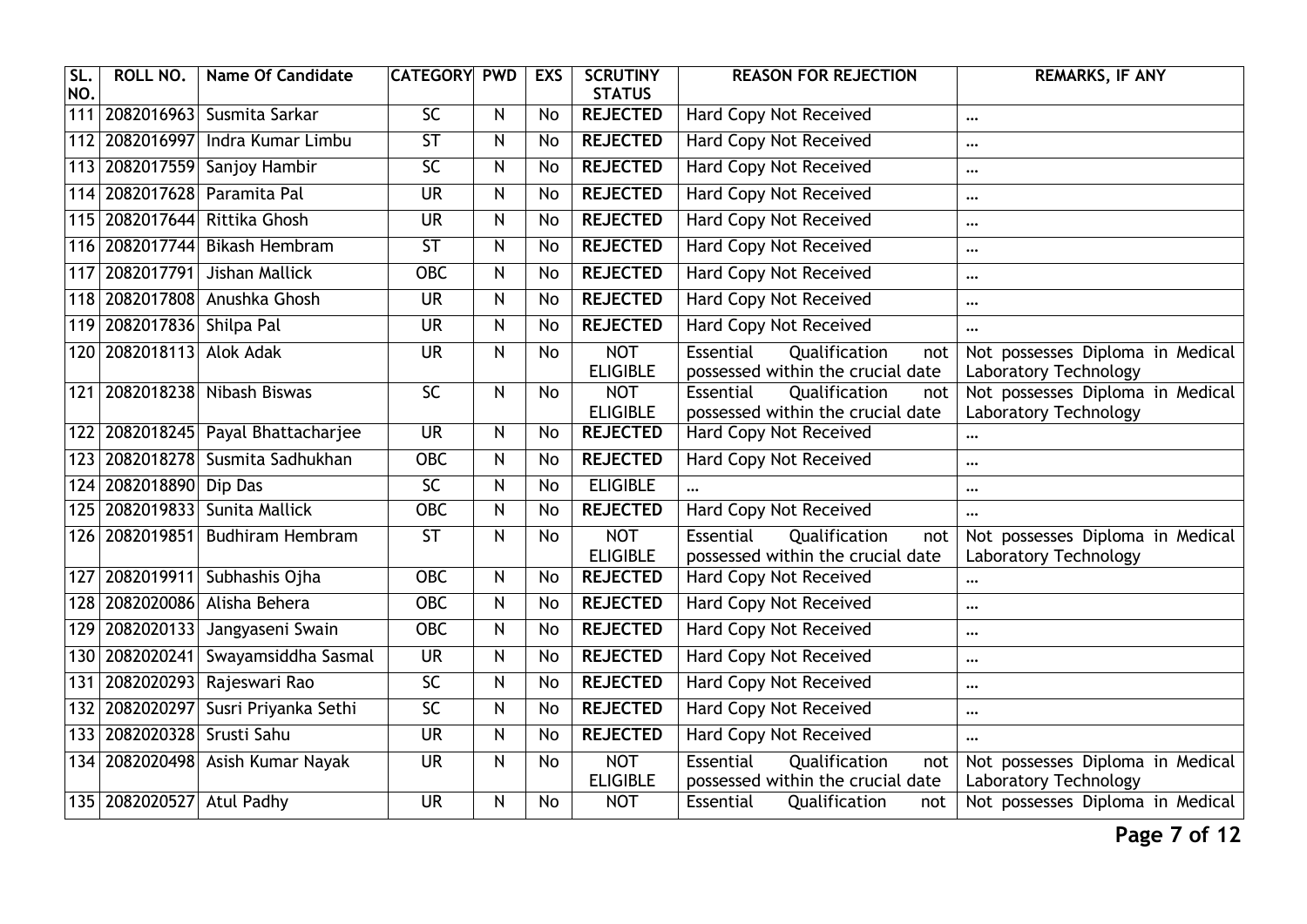| SL. NO. | ROLL NO. | Name Of Candidate | CATEGORY | PWD | EXS | SCRUTINY STATUS | REASON FOR REJECTION | REMARKS, IF ANY |
|---|---|---|---|---|---|---|---|---|
| 111 | 2082016963 | Susmita Sarkar | SC | N | No | **REJECTED** | Hard Copy Not Received | ... |
| 112 | 2082016997 | Indra Kumar Limbu | ST | N | No | **REJECTED** | Hard Copy Not Received | ... |
| 113 | 2082017559 | Sanjoy Hambir | SC | N | No | **REJECTED** | Hard Copy Not Received | ... |
| 114 | 2082017628 | Paramita Pal | UR | N | No | **REJECTED** | Hard Copy Not Received | ... |
| 115 | 2082017644 | Rittika Ghosh | UR | N | No | **REJECTED** | Hard Copy Not Received | ... |
| 116 | 2082017744 | Bikash Hembram | ST | N | No | **REJECTED** | Hard Copy Not Received | ... |
| 117 | 2082017791 | Jishan Mallick | OBC | N | No | **REJECTED** | Hard Copy Not Received | ... |
| 118 | 2082017808 | Anushka Ghosh | UR | N | No | **REJECTED** | Hard Copy Not Received | ... |
| 119 | 2082017836 | Shilpa Pal | UR | N | No | **REJECTED** | Hard Copy Not Received | ... |
| 120 | 2082018113 | Alok Adak | UR | N | No | NOT ELIGIBLE | Essential Qualification not possessed within the crucial date | Not possesses Diploma in Medical Laboratory Technology |
| 121 | 2082018238 | Nibash Biswas | SC | N | No | NOT ELIGIBLE | Essential Qualification not possessed within the crucial date | Not possesses Diploma in Medical Laboratory Technology |
| 122 | 2082018245 | Payal Bhattacharjee | UR | N | No | **REJECTED** | Hard Copy Not Received | ... |
| 123 | 2082018278 | Susmita Sadhukhan | OBC | N | No | **REJECTED** | Hard Copy Not Received | ... |
| 124 | 2082018890 | Dip Das | SC | N | No | ELIGIBLE | ... | ... |
| 125 | 2082019833 | Sunita Mallick | OBC | N | No | **REJECTED** | Hard Copy Not Received | ... |
| 126 | 2082019851 | Budhiram Hembram | ST | N | No | NOT ELIGIBLE | Essential Qualification not possessed within the crucial date | Not possesses Diploma in Medical Laboratory Technology |
| 127 | 2082019911 | Subhashis Ojha | OBC | N | No | **REJECTED** | Hard Copy Not Received | ... |
| 128 | 2082020086 | Alisha Behera | OBC | N | No | **REJECTED** | Hard Copy Not Received | ... |
| 129 | 2082020133 | Jangyaseni Swain | OBC | N | No | **REJECTED** | Hard Copy Not Received | ... |
| 130 | 2082020241 | Swayamsiddha Sasmal | UR | N | No | **REJECTED** | Hard Copy Not Received | ... |
| 131 | 2082020293 | Rajeswari Rao | SC | N | No | **REJECTED** | Hard Copy Not Received | ... |
| 132 | 2082020297 | Susri Priyanka Sethi | SC | N | No | **REJECTED** | Hard Copy Not Received | ... |
| 133 | 2082020328 | Srusti Sahu | UR | N | No | **REJECTED** | Hard Copy Not Received | ... |
| 134 | 2082020498 | Asish Kumar Nayak | UR | N | No | NOT ELIGIBLE | Essential Qualification not possessed within the crucial date | Not possesses Diploma in Medical Laboratory Technology |
| 135 | 2082020527 | Atul Padhy | UR | N | No | NOT | Essential Qualification not | Not possesses Diploma in Medical |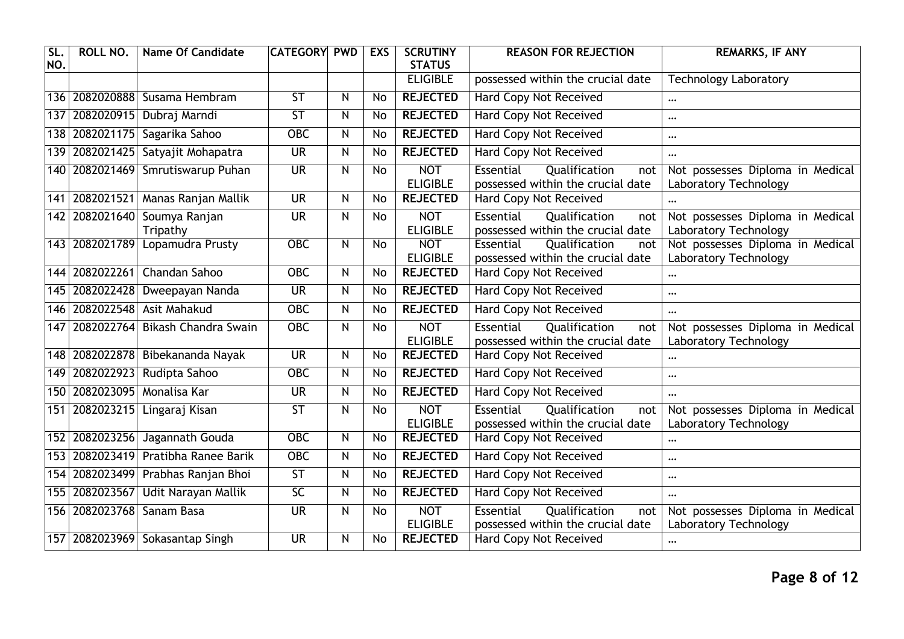| SL. NO. | ROLL NO. | Name Of Candidate | CATEGORY | PWD | EXS | SCRUTINY STATUS | REASON FOR REJECTION | REMARKS, IF ANY |
|---|---|---|---|---|---|---|---|---|
| | | | | | | ELIGIBLE | possessed within the crucial date | Technology Laboratory |
| 136 | 2082020888 | Susama Hembram | ST | N | No | **REJECTED** | Hard Copy Not Received | ... |
| 137 | 2082020915 | Dubraj Marndi | ST | N | No | **REJECTED** | Hard Copy Not Received | ... |
| 138 | 2082021175 | Sagarika Sahoo | OBC | N | No | **REJECTED** | Hard Copy Not Received | ... |
| 139 | 2082021425 | Satyajit Mohapatra | UR | N | No | **REJECTED** | Hard Copy Not Received | ... |
| 140 | 2082021469 | Smrutiswarup Puhan | UR | N | No | NOT ELIGIBLE | Essential Qualification not possessed within the crucial date | Not possesses Diploma in Medical Laboratory Technology |
| 141 | 2082021521 | Manas Ranjan Mallik | UR | N | No | **REJECTED** | Hard Copy Not Received | ... |
| 142 | 2082021640 | Soumya Ranjan Tripathy | UR | N | No | NOT ELIGIBLE | Essential Qualification not possessed within the crucial date | Not possesses Diploma in Medical Laboratory Technology |
| 143 | 2082021789 | Lopamudra Prusty | OBC | N | No | NOT ELIGIBLE | Essential Qualification not possessed within the crucial date | Not possesses Diploma in Medical Laboratory Technology |
| 144 | 2082022261 | Chandan Sahoo | OBC | N | No | **REJECTED** | Hard Copy Not Received | ... |
| 145 | 2082022428 | Dweepayan Nanda | UR | N | No | **REJECTED** | Hard Copy Not Received | ... |
| 146 | 2082022548 | Asit Mahakud | OBC | N | No | **REJECTED** | Hard Copy Not Received | ... |
| 147 | 2082022764 | Bikash Chandra Swain | OBC | N | No | NOT ELIGIBLE | Essential Qualification not possessed within the crucial date | Not possesses Diploma in Medical Laboratory Technology |
| 148 | 2082022878 | Bibekananda Nayak | UR | N | No | **REJECTED** | Hard Copy Not Received | ... |
| 149 | 2082022923 | Rudipta Sahoo | OBC | N | No | **REJECTED** | Hard Copy Not Received | ... |
| 150 | 2082023095 | Monalisa Kar | UR | N | No | **REJECTED** | Hard Copy Not Received | ... |
| 151 | 2082023215 | Lingaraj Kisan | ST | N | No | NOT ELIGIBLE | Essential Qualification not possessed within the crucial date | Not possesses Diploma in Medical Laboratory Technology |
| 152 | 2082023256 | Jagannath Gouda | OBC | N | No | **REJECTED** | Hard Copy Not Received | ... |
| 153 | 2082023419 | Pratibha Ranee Barik | OBC | N | No | **REJECTED** | Hard Copy Not Received | ... |
| 154 | 2082023499 | Prabhas Ranjan Bhoi | ST | N | No | **REJECTED** | Hard Copy Not Received | ... |
| 155 | 2082023567 | Udit Narayan Mallik | SC | N | No | **REJECTED** | Hard Copy Not Received | ... |
| 156 | 2082023768 | Sanam Basa | UR | N | No | NOT ELIGIBLE | Essential Qualification not possessed within the crucial date | Not possesses Diploma in Medical Laboratory Technology |
| 157 | 2082023969 | Sokasantap Singh | UR | N | No | **REJECTED** | Hard Copy Not Received | ... |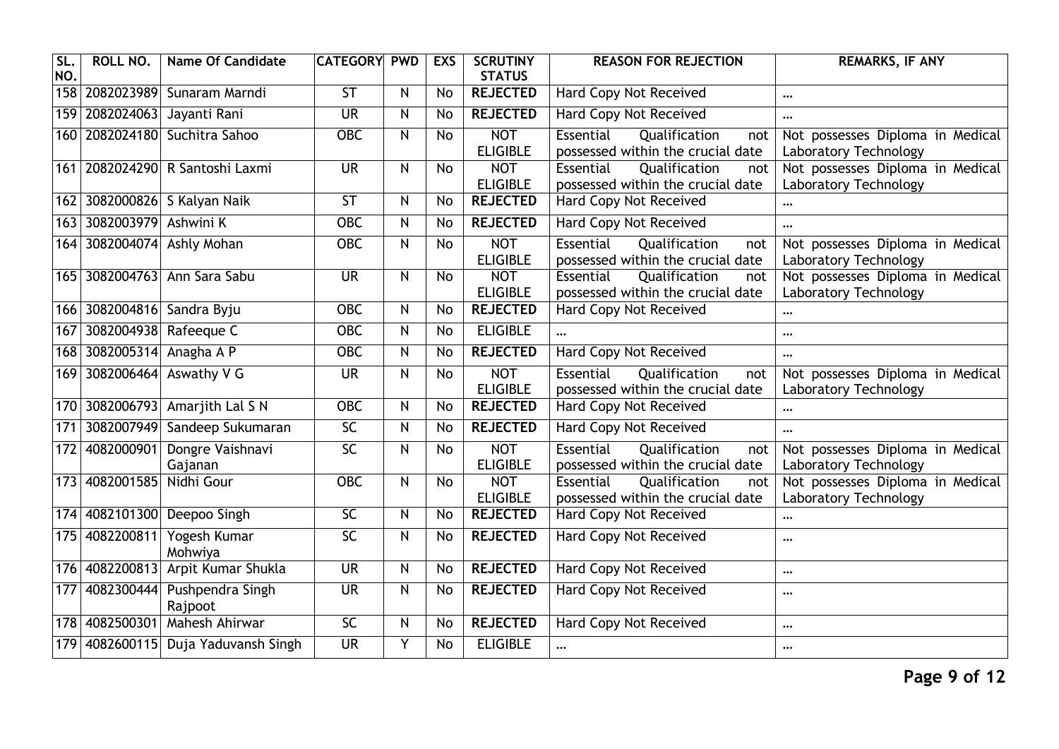| SL. NO. | ROLL NO. | Name Of Candidate | CATEGORY | PWD | EXS | SCRUTINY STATUS | REASON FOR REJECTION | REMARKS, IF ANY |
|---|---|---|---|---|---|---|---|---|
| 158 | 2082023989 | Sunaram Marndi | ST | N | No | **REJECTED** | Hard Copy Not Received | ... |
| 159 | 2082024063 | Jayanti Rani | UR | N | No | **REJECTED** | Hard Copy Not Received | ... |
| 160 | 2082024180 | Suchitra Sahoo | OBC | N | No | NOT ELIGIBLE | Essential Qualification not possessed within the crucial date | Not possesses Diploma in Medical Laboratory Technology |
| 161 | 2082024290 | R Santoshi Laxmi | UR | N | No | NOT ELIGIBLE | Essential Qualification not possessed within the crucial date | Not possesses Diploma in Medical Laboratory Technology |
| 162 | 3082000826 | S Kalyan Naik | ST | N | No | **REJECTED** | Hard Copy Not Received | ... |
| 163 | 3082003979 | Ashwini K | OBC | N | No | **REJECTED** | Hard Copy Not Received | ... |
| 164 | 3082004074 | Ashly Mohan | OBC | N | No | NOT ELIGIBLE | Essential Qualification not possessed within the crucial date | Not possesses Diploma in Medical Laboratory Technology |
| 165 | 3082004763 | Ann Sara Sabu | UR | N | No | NOT ELIGIBLE | Essential Qualification not possessed within the crucial date | Not possesses Diploma in Medical Laboratory Technology |
| 166 | 3082004816 | Sandra Byju | OBC | N | No | **REJECTED** | Hard Copy Not Received | ... |
| 167 | 3082004938 | Rafeeque C | OBC | N | No | ELIGIBLE | ... | ... |
| 168 | 3082005314 | Anagha A P | OBC | N | No | **REJECTED** | Hard Copy Not Received | ... |
| 169 | 3082006464 | Aswathy V G | UR | N | No | NOT ELIGIBLE | Essential Qualification not possessed within the crucial date | Not possesses Diploma in Medical Laboratory Technology |
| 170 | 3082006793 | Amarjith Lal S N | OBC | N | No | **REJECTED** | Hard Copy Not Received | ... |
| 171 | 3082007949 | Sandeep Sukumaran | SC | N | No | **REJECTED** | Hard Copy Not Received | ... |
| 172 | 4082000901 | Dongre Vaishnavi Gajanan | SC | N | No | NOT ELIGIBLE | Essential Qualification not possessed within the crucial date | Not possesses Diploma in Medical Laboratory Technology |
| 173 | 4082001585 | Nidhi Gour | OBC | N | No | NOT ELIGIBLE | Essential Qualification not possessed within the crucial date | Not possesses Diploma in Medical Laboratory Technology |
| 174 | 4082101300 | Deepoo Singh | SC | N | No | **REJECTED** | Hard Copy Not Received | ... |
| 175 | 4082200811 | Yogesh Kumar Mohwiya | SC | N | No | **REJECTED** | Hard Copy Not Received | ... |
| 176 | 4082200813 | Arpit Kumar Shukla | UR | N | No | **REJECTED** | Hard Copy Not Received | ... |
| 177 | 4082300444 | Pushpendra Singh Rajpoot | UR | N | No | **REJECTED** | Hard Copy Not Received | ... |
| 178 | 4082500301 | Mahesh Ahirwar | SC | N | No | **REJECTED** | Hard Copy Not Received | ... |
| 179 | 4082600115 | Duja Yaduvansh Singh | UR | Y | No | ELIGIBLE | ... | ... |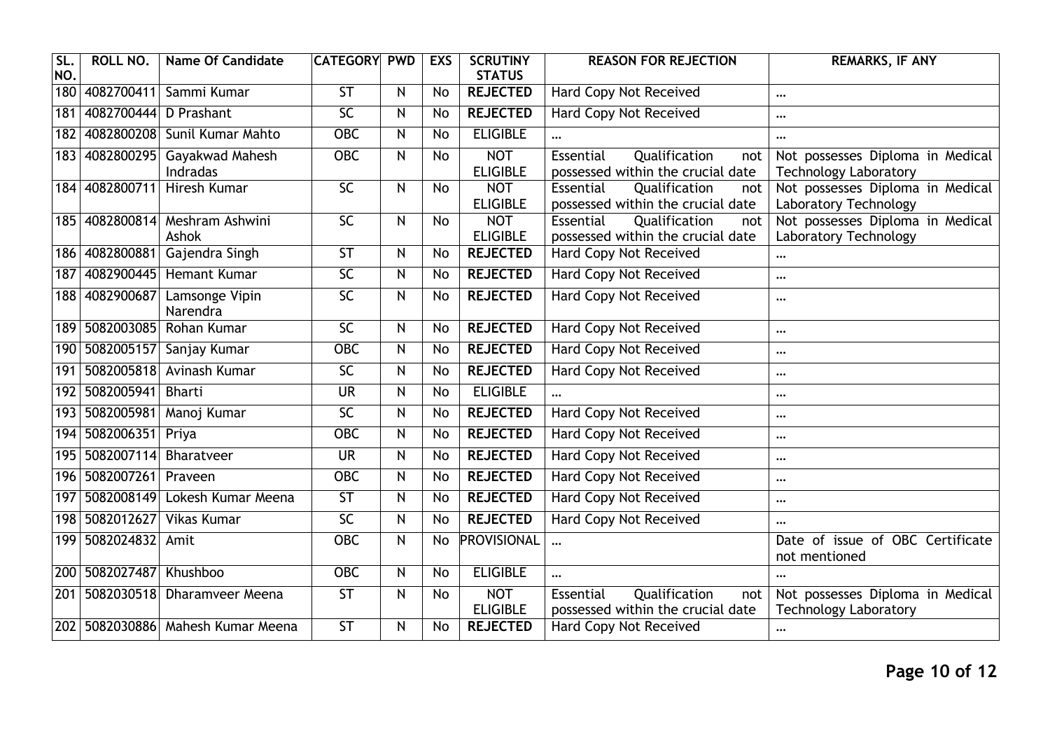| SL. NO. | ROLL NO. | Name Of Candidate | CATEGORY | PWD | EXS | SCRUTINY STATUS | REASON FOR REJECTION | REMARKS, IF ANY |
|---|---|---|---|---|---|---|---|---|
| 180 | 4082700411 | Sammi Kumar | ST | N | No | **REJECTED** | Hard Copy Not Received | ... |
| 181 | 4082700444 | D Prashant | SC | N | No | **REJECTED** | Hard Copy Not Received | ... |
| 182 | 4082800208 | Sunil Kumar Mahto | OBC | N | No | ELIGIBLE | ... | ... |
| 183 | 4082800295 | Gayakwad Mahesh Indradas | OBC | N | No | NOT ELIGIBLE | Essential Qualification not possessed within the crucial date | Not possesses Diploma in Medical Technology Laboratory |
| 184 | 4082800711 | Hiresh Kumar | SC | N | No | NOT ELIGIBLE | Essential Qualification not possessed within the crucial date | Not possesses Diploma in Medical Laboratory Technology |
| 185 | 4082800814 | Meshram Ashwini Ashok | SC | N | No | NOT ELIGIBLE | Essential Qualification not possessed within the crucial date | Not possesses Diploma in Medical Laboratory Technology |
| 186 | 4082800881 | Gajendra Singh | ST | N | No | **REJECTED** | Hard Copy Not Received | ... |
| 187 | 4082900445 | Hemant Kumar | SC | N | No | **REJECTED** | Hard Copy Not Received | ... |
| 188 | 4082900687 | Lamsonge Vipin Narendra | SC | N | No | **REJECTED** | Hard Copy Not Received | ... |
| 189 | 5082003085 | Rohan Kumar | SC | N | No | **REJECTED** | Hard Copy Not Received | ... |
| 190 | 5082005157 | Sanjay Kumar | OBC | N | No | **REJECTED** | Hard Copy Not Received | ... |
| 191 | 5082005818 | Avinash Kumar | SC | N | No | **REJECTED** | Hard Copy Not Received | ... |
| 192 | 5082005941 | Bharti | UR | N | No | ELIGIBLE | ... | ... |
| 193 | 5082005981 | Manoj Kumar | SC | N | No | **REJECTED** | Hard Copy Not Received | ... |
| 194 | 5082006351 | Priya | OBC | N | No | **REJECTED** | Hard Copy Not Received | ... |
| 195 | 5082007114 | Bharatveer | UR | N | No | **REJECTED** | Hard Copy Not Received | ... |
| 196 | 5082007261 | Praveen | OBC | N | No | **REJECTED** | Hard Copy Not Received | ... |
| 197 | 5082008149 | Lokesh Kumar Meena | ST | N | No | **REJECTED** | Hard Copy Not Received | ... |
| 198 | 5082012627 | Vikas Kumar | SC | N | No | **REJECTED** | Hard Copy Not Received | ... |
| 199 | 5082024832 | Amit | OBC | N | No | PROVISIONAL | ... | Date of issue of OBC Certificate not mentioned |
| 200 | 5082027487 | Khushboo | OBC | N | No | ELIGIBLE | ... | ... |
| 201 | 5082030518 | Dharamveer Meena | ST | N | No | NOT ELIGIBLE | Essential Qualification not possessed within the crucial date | Not possesses Diploma in Medical Technology Laboratory |
| 202 | 5082030886 | Mahesh Kumar Meena | ST | N | No | **REJECTED** | Hard Copy Not Received | ... |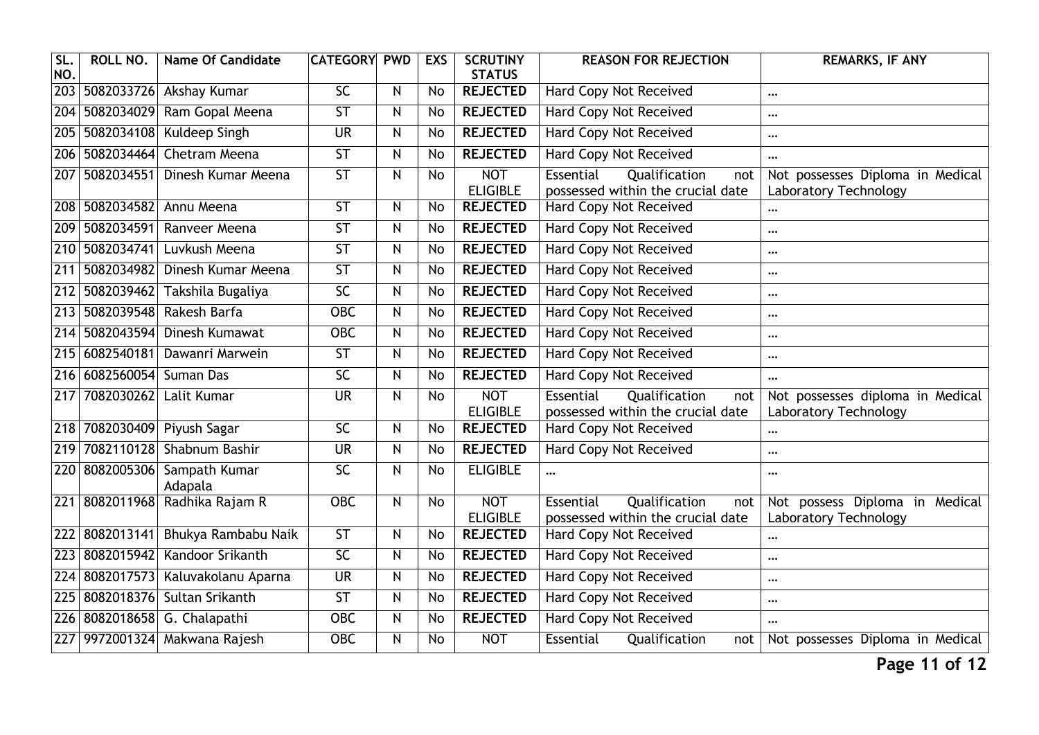| SL. NO. | ROLL NO. | Name Of Candidate | CATEGORY | PWD | EXS | SCRUTINY STATUS | REASON FOR REJECTION | REMARKS, IF ANY |
|---|---|---|---|---|---|---|---|---|
| 203 | 5082033726 | Akshay Kumar | SC | N | No | **REJECTED** | Hard Copy Not Received | ... |
| 204 | 5082034029 | Ram Gopal Meena | ST | N | No | **REJECTED** | Hard Copy Not Received | ... |
| 205 | 5082034108 | Kuldeep Singh | UR | N | No | **REJECTED** | Hard Copy Not Received | ... |
| 206 | 5082034464 | Chetram Meena | ST | N | No | **REJECTED** | Hard Copy Not Received | ... |
| 207 | 5082034551 | Dinesh Kumar Meena | ST | N | No | NOT ELIGIBLE | Essential Qualification not possessed within the crucial date | Not possesses Diploma in Medical Laboratory Technology |
| 208 | 5082034582 | Annu Meena | ST | N | No | **REJECTED** | Hard Copy Not Received | ... |
| 209 | 5082034591 | Ranveer Meena | ST | N | No | **REJECTED** | Hard Copy Not Received | ... |
| 210 | 5082034741 | Luvkush Meena | ST | N | No | **REJECTED** | Hard Copy Not Received | ... |
| 211 | 5082034982 | Dinesh Kumar Meena | ST | N | No | **REJECTED** | Hard Copy Not Received | ... |
| 212 | 5082039462 | Takshila Bugaliya | SC | N | No | **REJECTED** | Hard Copy Not Received | ... |
| 213 | 5082039548 | Rakesh Barfa | OBC | N | No | **REJECTED** | Hard Copy Not Received | ... |
| 214 | 5082043594 | Dinesh Kumawat | OBC | N | No | **REJECTED** | Hard Copy Not Received | ... |
| 215 | 6082540181 | Dawanri Marwein | ST | N | No | **REJECTED** | Hard Copy Not Received | ... |
| 216 | 6082560054 | Suman Das | SC | N | No | **REJECTED** | Hard Copy Not Received | ... |
| 217 | 7082030262 | Lalit Kumar | UR | N | No | NOT ELIGIBLE | Essential Qualification not possessed within the crucial date | Not possesses diploma in Medical Laboratory Technology |
| 218 | 7082030409 | Piyush Sagar | SC | N | No | **REJECTED** | Hard Copy Not Received | ... |
| 219 | 7082110128 | Shabnum Bashir | UR | N | No | **REJECTED** | Hard Copy Not Received | ... |
| 220 | 8082005306 | Sampath Kumar Adapala | SC | N | No | ELIGIBLE | ... | ... |
| 221 | 8082011968 | Radhika Rajam R | OBC | N | No | NOT ELIGIBLE | Essential Qualification not possessed within the crucial date | Not possess Diploma in Medical Laboratory Technology |
| 222 | 8082013141 | Bhukya Rambabu Naik | ST | N | No | **REJECTED** | Hard Copy Not Received | ... |
| 223 | 8082015942 | Kandoor Srikanth | SC | N | No | **REJECTED** | Hard Copy Not Received | ... |
| 224 | 8082017573 | Kaluvakolanu Aparna | UR | N | No | **REJECTED** | Hard Copy Not Received | ... |
| 225 | 8082018376 | Sultan Srikanth | ST | N | No | **REJECTED** | Hard Copy Not Received | ... |
| 226 | 8082018658 | G. Chalapathi | OBC | N | No | **REJECTED** | Hard Copy Not Received | ... |
| 227 | 9972001324 | Makwana Rajesh | OBC | N | No | NOT | Essential Qualification not | Not possesses Diploma in Medical |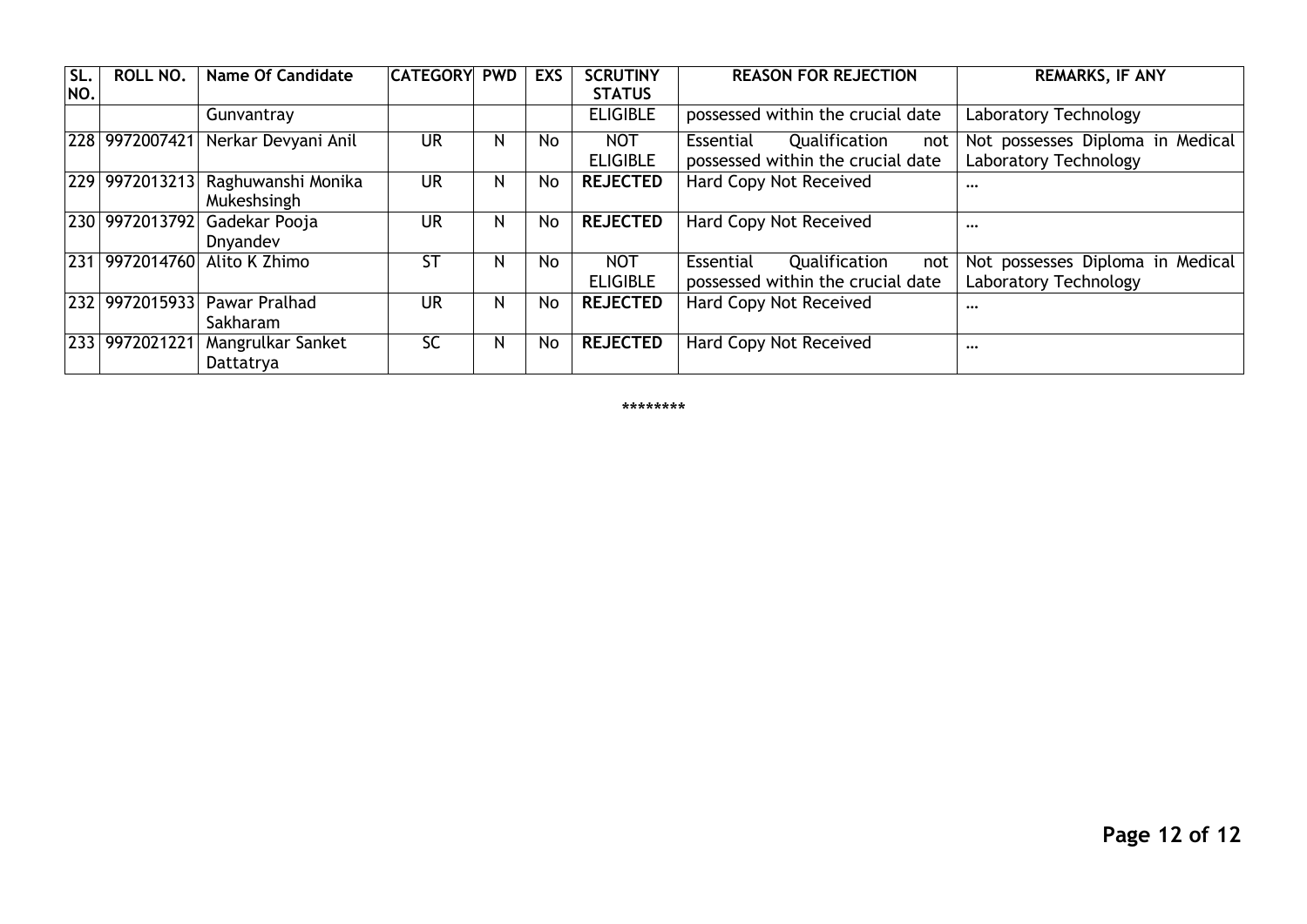| SL. NO. | ROLL NO. | Name Of Candidate | CATEGORY | PWD | EXS | SCRUTINY STATUS | REASON FOR REJECTION | REMARKS, IF ANY |
|---|---|---|---|---|---|---|---|---|
| | | Gunvantray | | | | ELIGIBLE | possessed within the crucial date | Laboratory Technology |
| 228 | 9972007421 | Nerkar Devyani Anil | UR | N | No | NOT ELIGIBLE | Essential Qualification not possessed within the crucial date | Not possesses Diploma in Medical Laboratory Technology |
| 229 | 9972013213 | Raghuwanshi Monika Mukeshsingh | UR | N | No | **REJECTED** | Hard Copy Not Received | ... |
| 230 | 9972013792 | Gadekar Pooja Dnyandev | UR | N | No | **REJECTED** | Hard Copy Not Received | ... |
| 231 | 9972014760 | Alito K Zhimo | ST | N | No | NOT ELIGIBLE | Essential Qualification not possessed within the crucial date | Not possesses Diploma in Medical Laboratory Technology |
| 232 | 9972015933 | Pawar Pralhad Sakharam | UR | N | No | **REJECTED** | Hard Copy Not Received | ... |
| 233 | 9972021221 | Mangrulkar Sanket Dattatrya | SC | N | No | **REJECTED** | Hard Copy Not Received | ... |

********